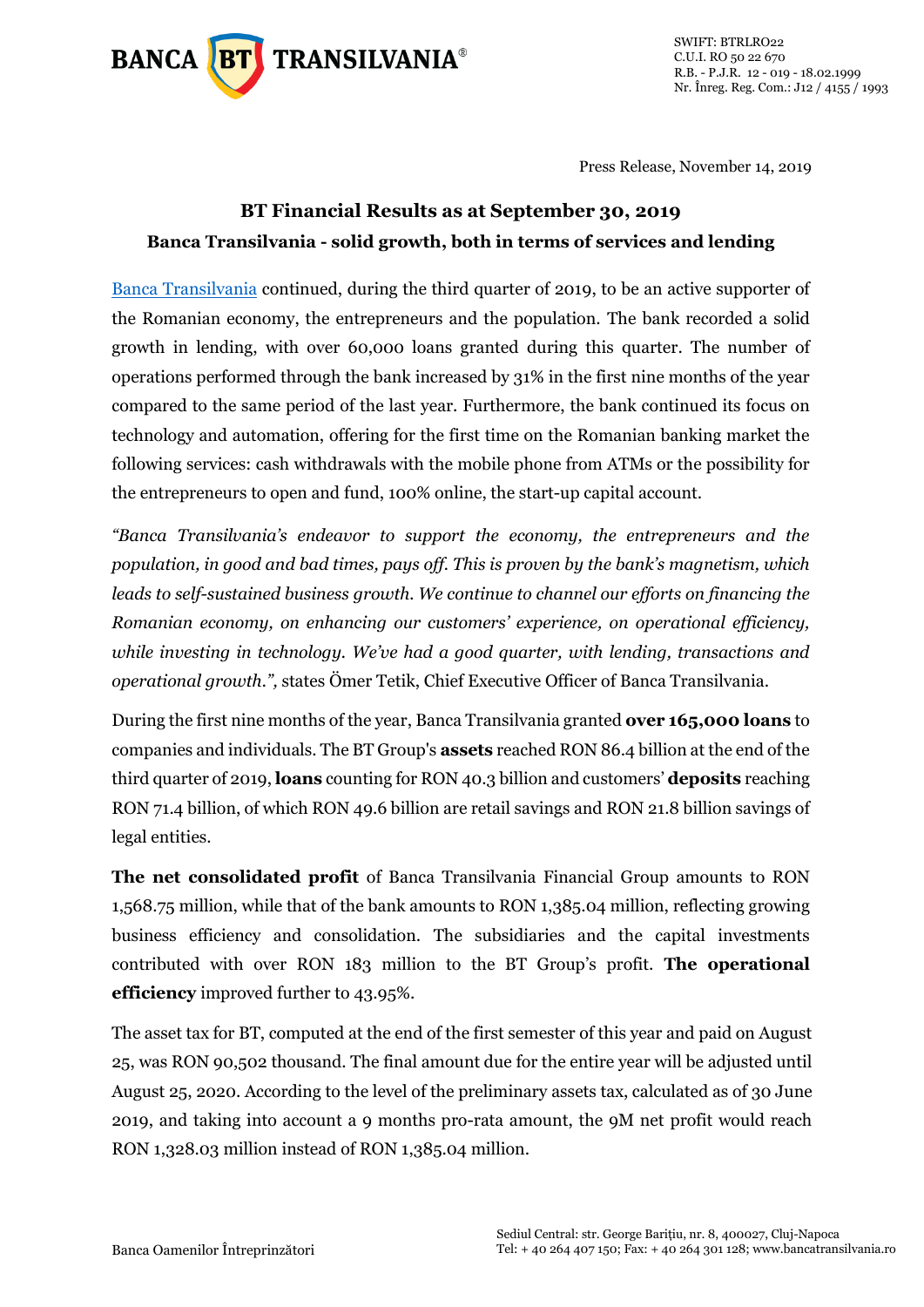SWIFT: BTRLRO22
C.U.I. RO 50 22 670
R.B. - P.J.R. 12 - 019 - 18.02.1999
Nr. Înreg. Reg. Com.: J12 / 4155 / 1993

Press Release, November 14, 2019

## BT Financial Results as at September 30, 2019

### Banca Transilvania - solid growth, both in terms of services and lending

Banca Transilvania continued, during the third quarter of 2019, to be an active supporter of the Romanian economy, the entrepreneurs and the population. The bank recorded a solid growth in lending, with over 60,000 loans granted during this quarter. The number of operations performed through the bank increased by 31% in the first nine months of the year compared to the same period of the last year. Furthermore, the bank continued its focus on technology and automation, offering for the first time on the Romanian banking market the following services: cash withdrawals with the mobile phone from ATMs or the possibility for the entrepreneurs to open and fund, 100% online, the start-up capital account.

*"Banca Transilvania's endeavor to support the economy, the entrepreneurs and the population, in good and bad times, pays off. This is proven by the bank's magnetism, which leads to self-sustained business growth. We continue to channel our efforts on financing the Romanian economy, on enhancing our customers' experience, on operational efficiency, while investing in technology. We've had a good quarter, with lending, transactions and operational growth.",* states Ömer Tetik, Chief Executive Officer of Banca Transilvania.

During the first nine months of the year, Banca Transilvania granted **over 165,000 loans** to companies and individuals. The BT Group's **assets** reached RON 86.4 billion at the end of the third quarter of 2019, **loans** counting for RON 40.3 billion and customers' **deposits** reaching RON 71.4 billion, of which RON 49.6 billion are retail savings and RON 21.8 billion savings of legal entities.

**The net consolidated profit** of Banca Transilvania Financial Group amounts to RON 1,568.75 million, while that of the bank amounts to RON 1,385.04 million, reflecting growing business efficiency and consolidation. The subsidiaries and the capital investments contributed with over RON 183 million to the BT Group's profit. **The operational efficiency** improved further to 43.95%.

The asset tax for BT, computed at the end of the first semester of this year and paid on August 25, was RON 90,502 thousand. The final amount due for the entire year will be adjusted until August 25, 2020. According to the level of the preliminary assets tax, calculated as of 30 June 2019, and taking into account a 9 months pro-rata amount, the 9M net profit would reach RON 1,328.03 million instead of RON 1,385.04 million.

Banca Oamenilor Întreprinzători

Sediul Central: str. George Barițiu, nr. 8, 400027, Cluj-Napoca
Tel: + 40 264 407 150; Fax: + 40 264 301 128; www.bancatransilvania.ro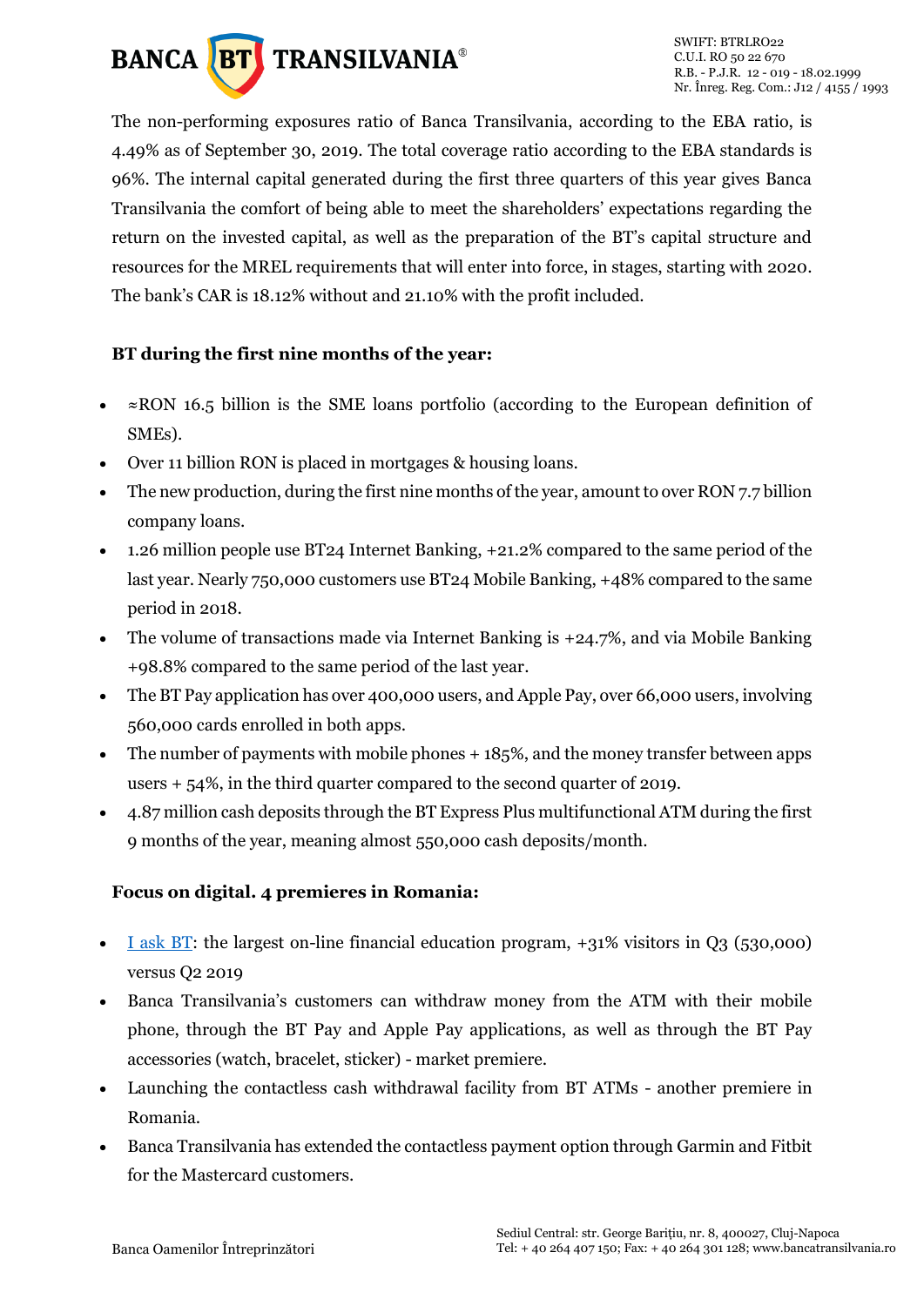The non-performing exposures ratio of Banca Transilvania, according to the EBA ratio, is 4.49% as of September 30, 2019. The total coverage ratio according to the EBA standards is 96%. The internal capital generated during the first three quarters of this year gives Banca Transilvania the comfort of being able to meet the shareholders' expectations regarding the return on the invested capital, as well as the preparation of the BT's capital structure and resources for the MREL requirements that will enter into force, in stages, starting with 2020. The bank's CAR is 18.12% without and 21.10% with the profit included.

**BT during the first nine months of the year:**

- ≈RON 16.5 billion is the SME loans portfolio (according to the European definition of SMEs).
- Over 11 billion RON is placed in mortgages & housing loans.
- The new production, during the first nine months of the year, amount to over RON 7.7 billion company loans.
- 1.26 million people use BT24 Internet Banking, +21.2% compared to the same period of the last year. Nearly 750,000 customers use BT24 Mobile Banking, +48% compared to the same period in 2018.
- The volume of transactions made via Internet Banking is +24.7%, and via Mobile Banking +98.8% compared to the same period of the last year.
- The BT Pay application has over 400,000 users, and Apple Pay, over 66,000 users, involving 560,000 cards enrolled in both apps.
- The number of payments with mobile phones + 185%, and the money transfer between apps users + 54%, in the third quarter compared to the second quarter of 2019.
- 4.87 million cash deposits through the BT Express Plus multifunctional ATM during the first 9 months of the year, meaning almost 550,000 cash deposits/month.

**Focus on digital. 4 premieres in Romania:**

- I ask BT: the largest on-line financial education program, +31% visitors in Q3 (530,000) versus Q2 2019
- Banca Transilvania's customers can withdraw money from the ATM with their mobile phone, through the BT Pay and Apple Pay applications, as well as through the BT Pay accessories (watch, bracelet, sticker) - market premiere.
- Launching the contactless cash withdrawal facility from BT ATMs - another premiere in Romania.
- Banca Transilvania has extended the contactless payment option through Garmin and Fitbit for the Mastercard customers.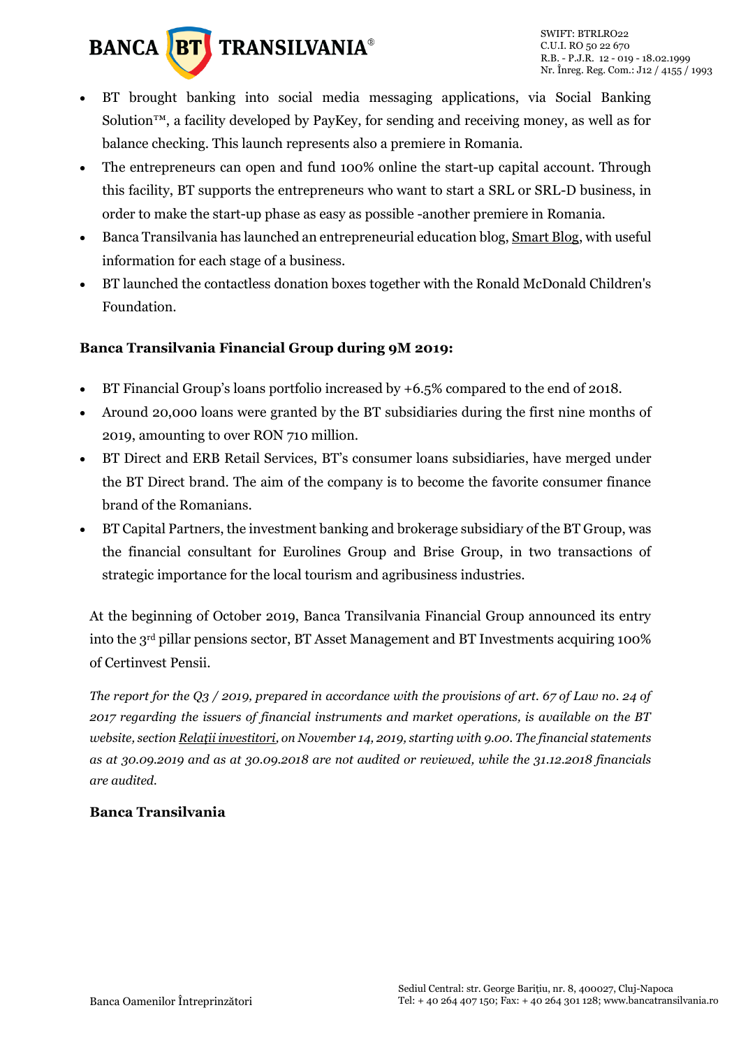- BT brought banking into social media messaging applications, via Social Banking Solution™, a facility developed by PayKey, for sending and receiving money, as well as for balance checking. This launch represents also a premiere in Romania.
- The entrepreneurs can open and fund 100% online the start-up capital account. Through this facility, BT supports the entrepreneurs who want to start a SRL or SRL-D business, in order to make the start-up phase as easy as possible -another premiere in Romania.
- Banca Transilvania has launched an entrepreneurial education blog, Smart Blog, with useful information for each stage of a business.
- BT launched the contactless donation boxes together with the Ronald McDonald Children's Foundation.

**Banca Transilvania Financial Group during 9M 2019:**

- BT Financial Group's loans portfolio increased by +6.5% compared to the end of 2018.
- Around 20,000 loans were granted by the BT subsidiaries during the first nine months of 2019, amounting to over RON 710 million.
- BT Direct and ERB Retail Services, BT's consumer loans subsidiaries, have merged under the BT Direct brand. The aim of the company is to become the favorite consumer finance brand of the Romanians.
- BT Capital Partners, the investment banking and brokerage subsidiary of the BT Group, was the financial consultant for Eurolines Group and Brise Group, in two transactions of strategic importance for the local tourism and agribusiness industries.

At the beginning of October 2019, Banca Transilvania Financial Group announced its entry into the 3rd pillar pensions sector, BT Asset Management and BT Investments acquiring 100% of Certinvest Pensii.

*The report for the Q3 / 2019, prepared in accordance with the provisions of art. 67 of Law no. 24 of 2017 regarding the issuers of financial instruments and market operations, is available on the BT website, section Relații investitori, on November 14, 2019, starting with 9.00. The financial statements as at 30.09.2019 and as at 30.09.2018 are not audited or reviewed, while the 31.12.2018 financials are audited.*

**Banca Transilvania**